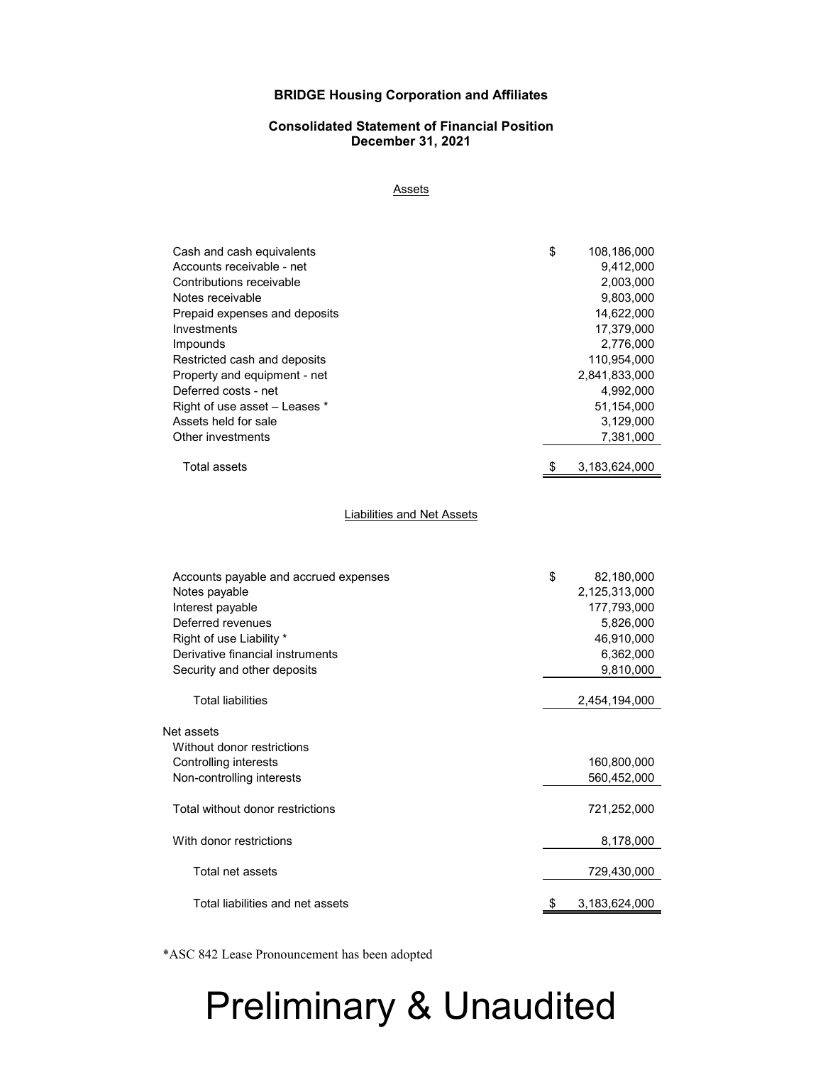**BRIDGE Housing Corporation and Affiliates**

**Consolidated Statement of Financial Position**
**December 31, 2021**

Assets

| | | |
|---|---|---|
| Cash and cash equivalents | $ | 108,186,000 |
| Accounts receivable - net | | 9,412,000 |
| Contributions receivable | | 2,003,000 |
| Notes receivable | | 9,803,000 |
| Prepaid expenses and deposits | | 14,622,000 |
| Investments | | 17,379,000 |
| Impounds | | 2,776,000 |
| Restricted cash and deposits | | 110,954,000 |
| Property and equipment - net | | 2,841,833,000 |
| Deferred costs - net | | 4,992,000 |
| Right of use asset – Leases * | | 51,154,000 |
| Assets held for sale | | 3,129,000 |
| Other investments | | 7,381,000 |
| Total assets | $ | 3,183,624,000 |

Liabilities and Net Assets

| | | |
|---|---|---|
| Accounts payable and accrued expenses | $ | 82,180,000 |
| Notes payable | | 2,125,313,000 |
| Interest payable | | 177,793,000 |
| Deferred revenues | | 5,826,000 |
| Right of use Liability * | | 46,910,000 |
| Derivative financial instruments | | 6,362,000 |
| Security and other deposits | | 9,810,000 |
| Total liabilities | | 2,454,194,000 |
| Net assets | | |
| Without donor restrictions | | |
| Controlling interests | | 160,800,000 |
| Non-controlling interests | | 560,452,000 |
| Total without donor restrictions | | 721,252,000 |
| With donor restrictions | | 8,178,000 |
| Total net assets | | 729,430,000 |
| Total liabilities and net assets | $ | 3,183,624,000 |

*ASC 842 Lease Pronouncement has been adopted

# Preliminary & Unaudited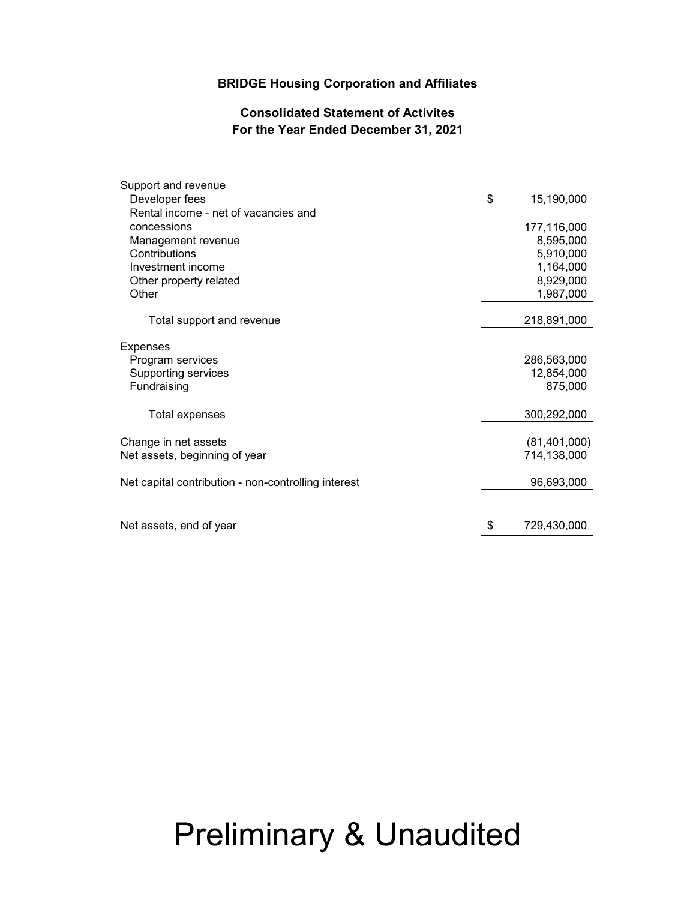**BRIDGE Housing Corporation and Affiliates**

**Consolidated Statement of Activites**
**For the Year Ended December 31, 2021**

| | |
|---|---|
| Support and revenue | |
| Developer fees | $ 15,190,000 |
| Rental income - net of vacancies and concessions | 177,116,000 |
| Management revenue | 8,595,000 |
| Contributions | 5,910,000 |
| Investment income | 1,164,000 |
| Other property related | 8,929,000 |
| Other | 1,987,000 |
| Total support and revenue | 218,891,000 |
| Expenses | |
| Program services | 286,563,000 |
| Supporting services | 12,854,000 |
| Fundraising | 875,000 |
| Total expenses | 300,292,000 |
| Change in net assets | (81,401,000) |
| Net assets, beginning of year | 714,138,000 |
| Net capital contribution - non-controlling interest | 96,693,000 |
| Net assets, end of year | $ 729,430,000 |

Preliminary & Unaudited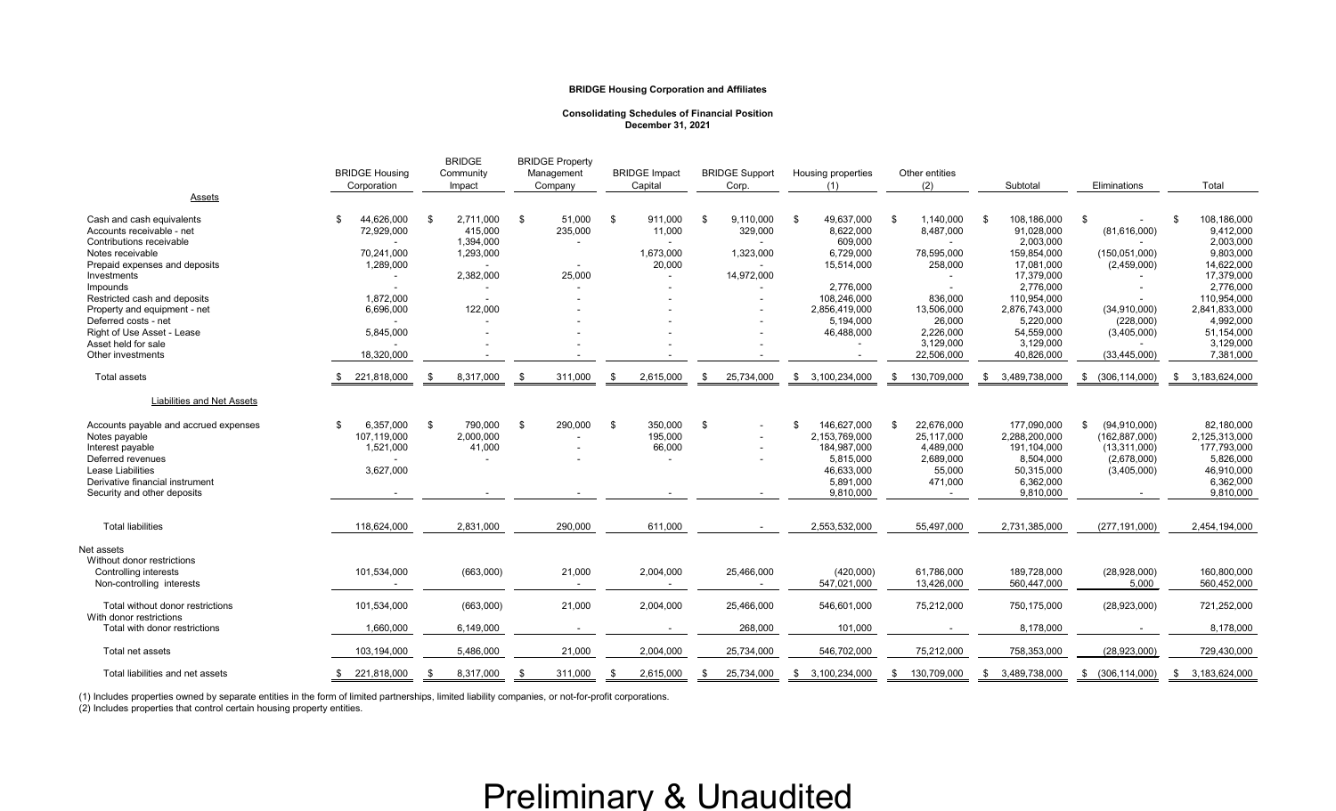**BRIDGE Housing Corporation and Affiliates**

**Consolidating Schedules of Financial Position**
**December 31, 2021**

| | BRIDGE Housing Corporation | BRIDGE Community Impact | BRIDGE Property Management Company | BRIDGE Impact Capital | BRIDGE Support Corp. | Housing properties (1) | Other entities (2) | Subtotal | Eliminations | Total |
|---|---|---|---|---|---|---|---|---|---|---|
| Assets | | | | | | | | | | |
| Cash and cash equivalents | $ 44,626,000 | $ 2,711,000 | $ 51,000 | $ 911,000 | $ 9,110,000 | $ 49,637,000 | $ 1,140,000 | $ 108,186,000 | $ - | $ 108,186,000 |
| Accounts receivable - net | 72,929,000 | 415,000 | 235,000 | 11,000 | 329,000 | 8,622,000 | 8,487,000 | 91,028,000 | (81,616,000) | 9,412,000 |
| Contributions receivable | - | 1,394,000 | - | - | - | 609,000 | - | 2,003,000 | - | 2,003,000 |
| Notes receivable | 70,241,000 | 1,293,000 | | 1,673,000 | 1,323,000 | 6,729,000 | 78,595,000 | 159,854,000 | (150,051,000) | 9,803,000 |
| Prepaid expenses and deposits | 1,289,000 | - | - | 20,000 | - | 15,514,000 | 258,000 | 17,081,000 | (2,459,000) | 14,622,000 |
| Investments | - | 2,382,000 | 25,000 | - | 14,972,000 | | - | 17,379,000 | - | 17,379,000 |
| Impounds | - | - | - | - | - | 2,776,000 | - | 2,776,000 | - | 2,776,000 |
| Restricted cash and deposits | 1,872,000 | - | - | - | - | 108,246,000 | 836,000 | 110,954,000 | - | 110,954,000 |
| Property and equipment - net | 6,696,000 | 122,000 | - | - | - | 2,856,419,000 | 13,506,000 | 2,876,743,000 | (34,910,000) | 2,841,833,000 |
| Deferred costs - net | - | - | - | - | - | 5,194,000 | 26,000 | 5,220,000 | (228,000) | 4,992,000 |
| Right of Use Asset - Lease | 5,845,000 | - | - | - | - | 46,488,000 | 2,226,000 | 54,559,000 | (3,405,000) | 51,154,000 |
| Asset held for sale | - | - | - | - | - | - | 3,129,000 | 3,129,000 | - | 3,129,000 |
| Other investments | 18,320,000 | - | - | - | - | - | 22,506,000 | 40,826,000 | (33,445,000) | 7,381,000 |
| Total assets | $ 221,818,000 | $ 8,317,000 | $ 311,000 | $ 2,615,000 | $ 25,734,000 | $ 3,100,234,000 | $ 130,709,000 | $ 3,489,738,000 | $ (306,114,000) | $ 3,183,624,000 |
| Liabilities and Net Assets | | | | | | | | | | |
| Accounts payable and accrued expenses | $ 6,357,000 | $ 790,000 | $ 290,000 | $ 350,000 | $ - | $ 146,627,000 | $ 22,676,000 | 177,090,000 | $ (94,910,000) | 82,180,000 |
| Notes payable | 107,119,000 | 2,000,000 | - | 195,000 | - | 2,153,769,000 | 25,117,000 | 2,288,200,000 | (162,887,000) | 2,125,313,000 |
| Interest payable | 1,521,000 | 41,000 | - | 66,000 | - | 184,987,000 | 4,489,000 | 191,104,000 | (13,311,000) | 177,793,000 |
| Deferred revenues | - | - | - | - | - | 5,815,000 | 2,689,000 | 8,504,000 | (2,678,000) | 5,826,000 |
| Lease Liabilities | 3,627,000 | | | | | 46,633,000 | 55,000 | 50,315,000 | (3,405,000) | 46,910,000 |
| Derivative financial instrument | | | | | | 5,891,000 | 471,000 | 6,362,000 | | 6,362,000 |
| Security and other deposits | - | - | - | - | - | 9,810,000 | - | 9,810,000 | - | 9,810,000 |
| Total liabilities | 118,624,000 | 2,831,000 | 290,000 | 611,000 | - | 2,553,532,000 | 55,497,000 | 2,731,385,000 | (277,191,000) | 2,454,194,000 |
| Net assets | | | | | | | | | | |
| Without donor restrictions | | | | | | | | | | |
| Controlling interests | 101,534,000 | (663,000) | 21,000 | 2,004,000 | 25,466,000 | (420,000) | 61,786,000 | 189,728,000 | (28,928,000) | 160,800,000 |
| Non-controlling interests | - | | - | - | - | 547,021,000 | 13,426,000 | 560,447,000 | 5,000 | 560,452,000 |
| Total without donor restrictions | 101,534,000 | (663,000) | 21,000 | 2,004,000 | 25,466,000 | 546,601,000 | 75,212,000 | 750,175,000 | (28,923,000) | 721,252,000 |
| With donor restrictions | | | | | | | | | | |
| Total with donor restrictions | 1,660,000 | 6,149,000 | - | - | 268,000 | 101,000 | - | 8,178,000 | - | 8,178,000 |
| Total net assets | 103,194,000 | 5,486,000 | 21,000 | 2,004,000 | 25,734,000 | 546,702,000 | 75,212,000 | 758,353,000 | (28,923,000) | 729,430,000 |
| Total liabilities and net assets | $ 221,818,000 | $ 8,317,000 | $ 311,000 | $ 2,615,000 | $ 25,734,000 | $ 3,100,234,000 | $ 130,709,000 | $ 3,489,738,000 | $ (306,114,000) | $ 3,183,624,000 |

(1) Includes properties owned by separate entities in the form of limited partnerships, limited liability companies, or not-for-profit corporations.
(2) Includes properties that control certain housing property entities.

# Preliminary & Unaudited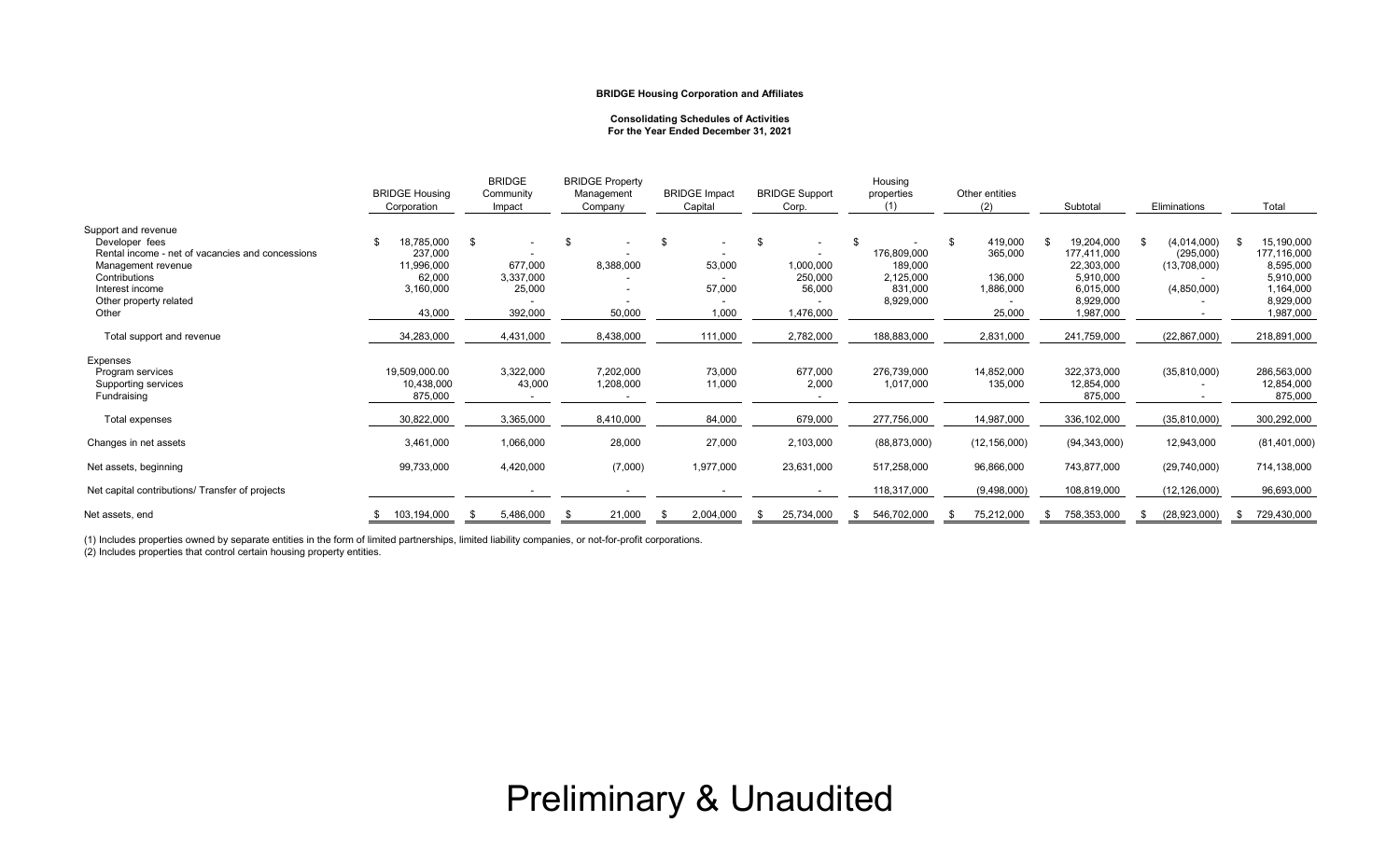**BRIDGE Housing Corporation and Affiliates**

**Consolidating Schedules of Activities**
**For the Year Ended December 31, 2021**

| | BRIDGE Housing Corporation | BRIDGE Community Impact | BRIDGE Property Management Company | BRIDGE Impact Capital | BRIDGE Support Corp. | Housing properties (1) | Other entities (2) | Subtotal | Eliminations | Total |
|---|---|---|---|---|---|---|---|---|---|---|
| Support and revenue | | | | | | | | | | |
| Developer fees | $ 18,785,000 | $ - | $ - | $ - | $ - | $ - | $ 419,000 | $ 19,204,000 | $ (4,014,000) | $ 15,190,000 |
| Rental income - net of vacancies and concessions | 237,000 | - | - | - | - | 176,809,000 | 365,000 | 177,411,000 | (295,000) | 177,116,000 |
| Management revenue | 11,996,000 | 677,000 | 8,388,000 | 53,000 | 1,000,000 | 189,000 | | 22,303,000 | (13,708,000) | 8,595,000 |
| Contributions | 62,000 | 3,337,000 | - | - | 250,000 | 2,125,000 | 136,000 | 5,910,000 | - | 5,910,000 |
| Interest income | 3,160,000 | 25,000 | - | 57,000 | 56,000 | 831,000 | 1,886,000 | 6,015,000 | (4,850,000) | 1,164,000 |
| Other property related | | - | - | - | - | 8,929,000 | - | 8,929,000 | - | 8,929,000 |
| Other | 43,000 | 392,000 | 50,000 | 1,000 | 1,476,000 | | 25,000 | 1,987,000 | - | 1,987,000 |
| Total support and revenue | 34,283,000 | 4,431,000 | 8,438,000 | 111,000 | 2,782,000 | 188,883,000 | 2,831,000 | 241,759,000 | (22,867,000) | 218,891,000 |
| Expenses | | | | | | | | | | |
| Program services | 19,509,000.00 | 3,322,000 | 7,202,000 | 73,000 | 677,000 | 276,739,000 | 14,852,000 | 322,373,000 | (35,810,000) | 286,563,000 |
| Supporting services | 10,438,000 | 43,000 | 1,208,000 | 11,000 | 2,000 | 1,017,000 | 135,000 | 12,854,000 | - | 12,854,000 |
| Fundraising | 875,000 | - | - | | - | | | 875,000 | - | 875,000 |
| Total expenses | 30,822,000 | 3,365,000 | 8,410,000 | 84,000 | 679,000 | 277,756,000 | 14,987,000 | 336,102,000 | (35,810,000) | 300,292,000 |
| Changes in net assets | 3,461,000 | 1,066,000 | 28,000 | 27,000 | 2,103,000 | (88,873,000) | (12,156,000) | (94,343,000) | 12,943,000 | (81,401,000) |
| Net assets, beginning | 99,733,000 | 4,420,000 | (7,000) | 1,977,000 | 23,631,000 | 517,258,000 | 96,866,000 | 743,877,000 | (29,740,000) | 714,138,000 |
| Net capital contributions/ Transfer of projects | | - | - | - | - | 118,317,000 | (9,498,000) | 108,819,000 | (12,126,000) | 96,693,000 |
| Net assets, end | $ 103,194,000 | $ 5,486,000 | $ 21,000 | $ 2,004,000 | $ 25,734,000 | $ 546,702,000 | $ 75,212,000 | $ 758,353,000 | $ (28,923,000) | $ 729,430,000 |

(1) Includes properties owned by separate entities in the form of limited partnerships, limited liability companies, or not-for-profit corporations.
(2) Includes properties that control certain housing property entities.

Preliminary & Unaudited